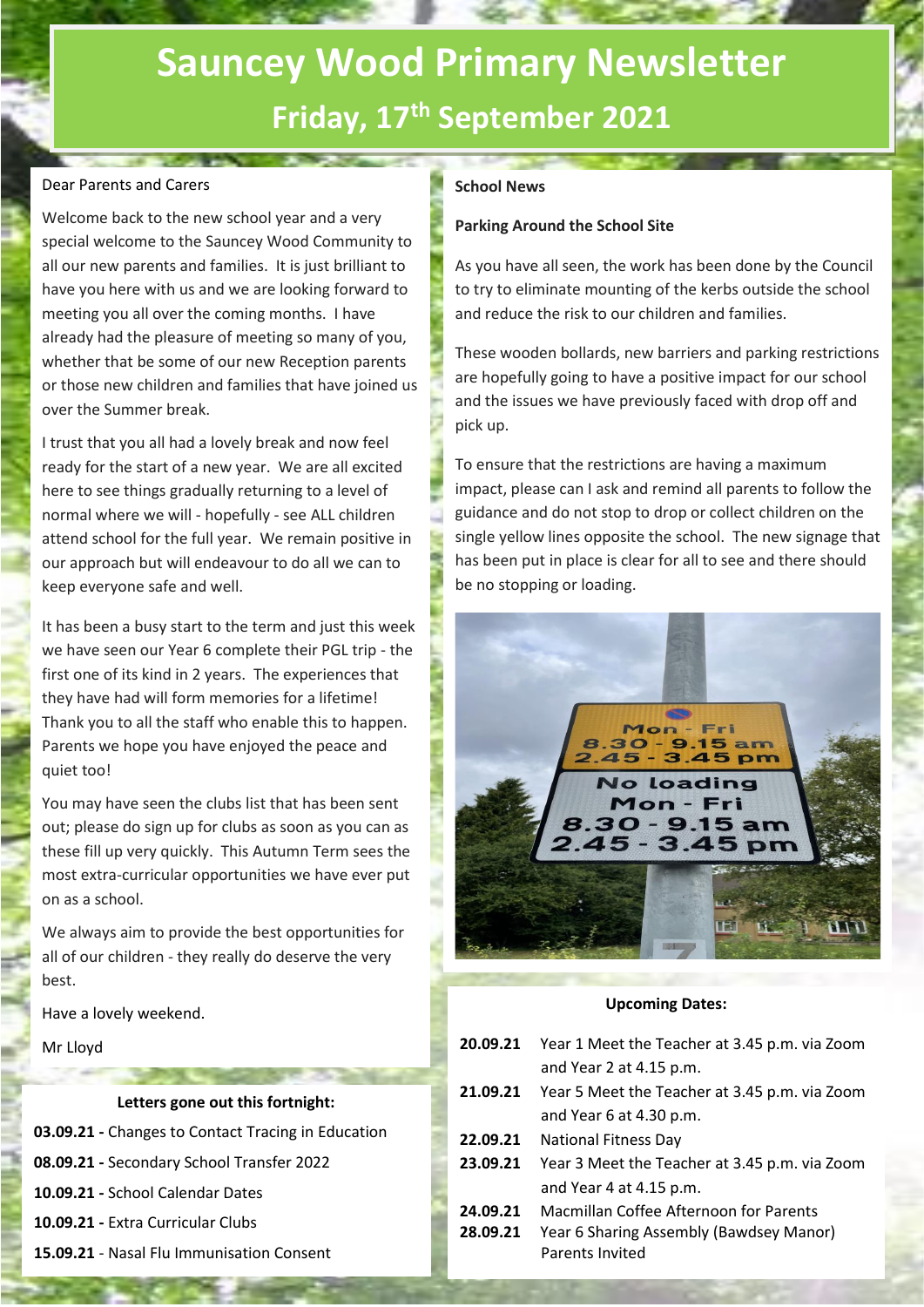# Sauncey Wood Primary Newsletter

## Friday, 17th September 2021

Dear Parents and Carers

Welcome back to the new school year and a very special welcome to the Sauncey Wood Community to all our new parents and families. It is just brilliant to have you here with us and we are looking forward to meeting you all over the coming months. I have already had the pleasure of meeting so many of you, whether that be some of our new Reception parents or those new children and families that have joined us over the Summer break.

I trust that you all had a lovely break and now feel ready for the start of a new year. We are all excited here to see things gradually returning to a level of normal where we will - hopefully - see ALL children attend school for the full year. We remain positive in our approach but will endeavour to do all we can to keep everyone safe and well.

It has been a busy start to the term and just this week we have seen our Year 6 complete their PGL trip - the first one of its kind in 2 years. The experiences that they have had will form memories for a lifetime! Thank you to all the staff who enable this to happen. Parents we hope you have enjoyed the peace and quiet too!

You may have seen the clubs list that has been sent out; please do sign up for clubs as soon as you can as these fill up very quickly. This Autumn Term sees the most extra-curricular opportunities we have ever put on as a school.

We always aim to provide the best opportunities for all of our children - they really do deserve the very best.

Have a lovely weekend.

Mr Lloyd

### Letters gone out this fortnight:

**03.09.21 -** Changes to Contact Tracing in Education

**08.09.21 -** Secondary School Transfer 2022

**10.09.21 -** School Calendar Dates

**10.09.21 -** Extra Curricular Clubs

**15.09.21** - Nasal Flu Immunisation Consent

### School News

**Parking Around the School Site**

As you have all seen, the work has been done by the Council to try to eliminate mounting of the kerbs outside the school and reduce the risk to our children and families.

These wooden bollards, new barriers and parking restrictions are hopefully going to have a positive impact for our school and the issues we have previously faced with drop off and pick up.

To ensure that the restrictions are having a maximum impact, please can I ask and remind all parents to follow the guidance and do not stop to drop or collect children on the single yellow lines opposite the school. The new signage that has been put in place is clear for all to see and there should be no stopping or loading.

### Upcoming Dates:

| | |
|---|---|
| **20.09.21** | Year 1 Meet the Teacher at 3.45 p.m. via Zoom and Year 2 at 4.15 p.m. |
| **21.09.21** | Year 5 Meet the Teacher at 3.45 p.m. via Zoom and Year 6 at 4.30 p.m. |
| **22.09.21** | National Fitness Day |
| **23.09.21** | Year 3 Meet the Teacher at 3.45 p.m. via Zoom and Year 4 at 4.15 p.m. |
| **24.09.21** | Macmillan Coffee Afternoon for Parents |
| **28.09.21** | Year 6 Sharing Assembly (Bawdsey Manor) Parents Invited |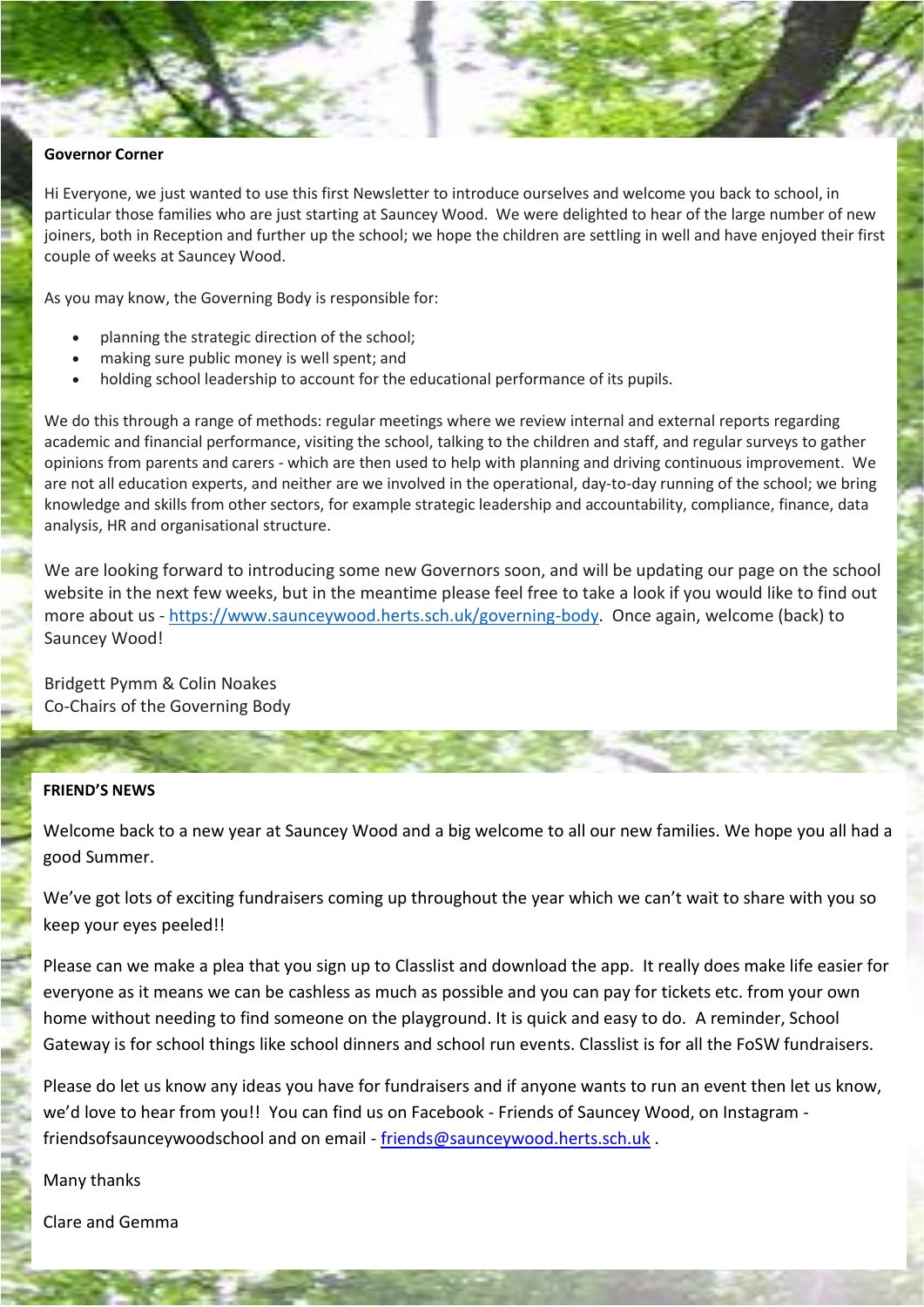**Governor Corner**

Hi Everyone, we just wanted to use this first Newsletter to introduce ourselves and welcome you back to school, in particular those families who are just starting at Sauncey Wood. We were delighted to hear of the large number of new joiners, both in Reception and further up the school; we hope the children are settling in well and have enjoyed their first couple of weeks at Sauncey Wood.

As you may know, the Governing Body is responsible for:

- planning the strategic direction of the school;
- making sure public money is well spent; and
- holding school leadership to account for the educational performance of its pupils.

We do this through a range of methods: regular meetings where we review internal and external reports regarding academic and financial performance, visiting the school, talking to the children and staff, and regular surveys to gather opinions from parents and carers - which are then used to help with planning and driving continuous improvement. We are not all education experts, and neither are we involved in the operational, day-to-day running of the school; we bring knowledge and skills from other sectors, for example strategic leadership and accountability, compliance, finance, data analysis, HR and organisational structure.

We are looking forward to introducing some new Governors soon, and will be updating our page on the school website in the next few weeks, but in the meantime please feel free to take a look if you would like to find out more about us - https://www.saunceywood.herts.sch.uk/governing-body. Once again, welcome (back) to Sauncey Wood!

Bridgett Pymm & Colin Noakes
Co-Chairs of the Governing Body

**FRIEND'S NEWS**

Welcome back to a new year at Sauncey Wood and a big welcome to all our new families. We hope you all had a good Summer.

We've got lots of exciting fundraisers coming up throughout the year which we can't wait to share with you so keep your eyes peeled!!

Please can we make a plea that you sign up to Classlist and download the app. It really does make life easier for everyone as it means we can be cashless as much as possible and you can pay for tickets etc. from your own home without needing to find someone on the playground. It is quick and easy to do. A reminder, School Gateway is for school things like school dinners and school run events. Classlist is for all the FoSW fundraisers.

Please do let us know any ideas you have for fundraisers and if anyone wants to run an event then let us know, we'd love to hear from you!! You can find us on Facebook - Friends of Sauncey Wood, on Instagram - friendsofsaunceywoodschool and on email - friends@saunceywood.herts.sch.uk .

Many thanks

Clare and Gemma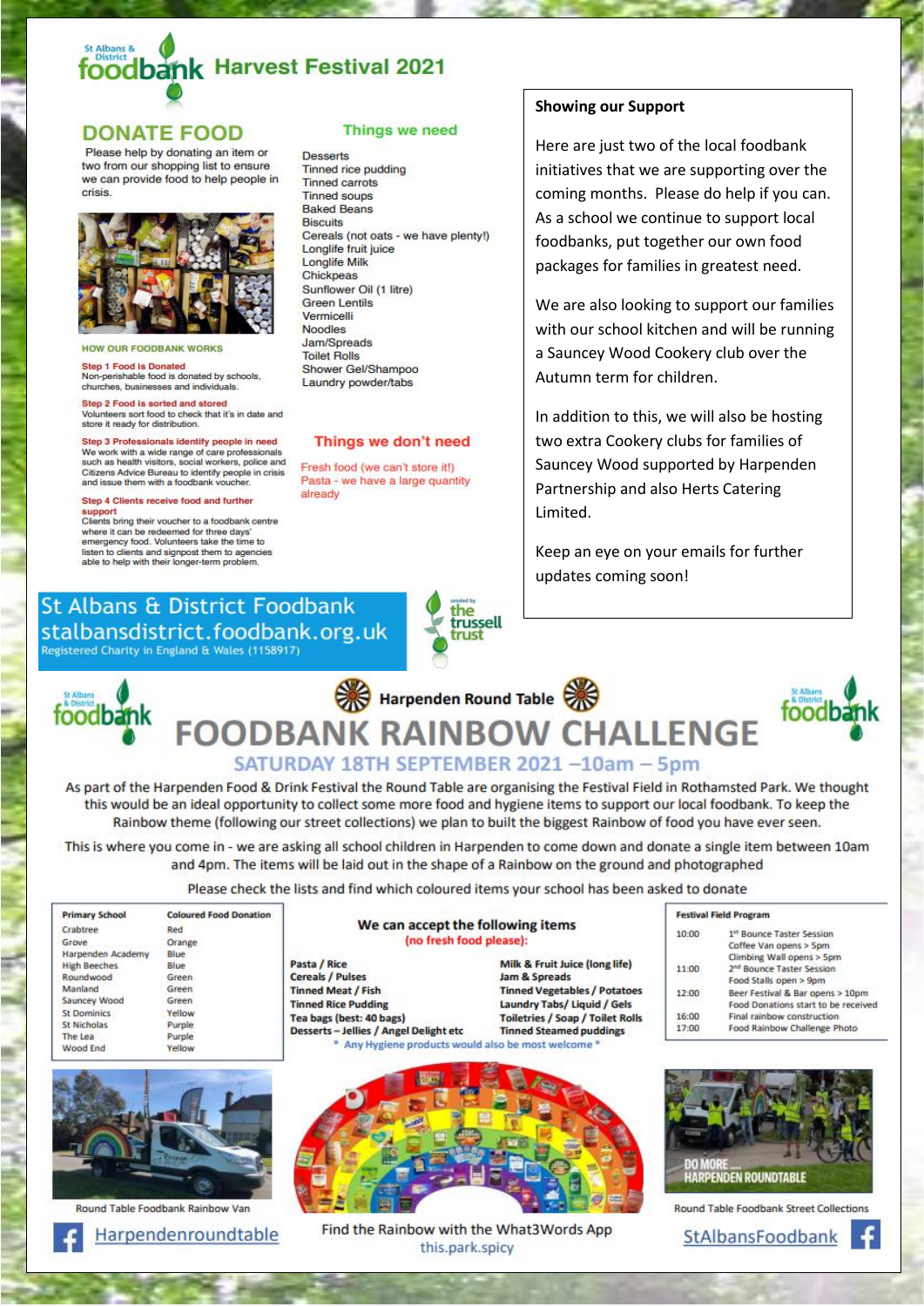# St Albans & District foodbank Harvest Festival 2021

## DONATE FOOD

Please help by donating an item or two from our shopping list to ensure we can provide food to help people in crisis.

### HOW OUR FOODBANK WORKS

**Step 1 Food is Donated**
Non-perishable food is donated by schools, churches, businesses and individuals.

**Step 2 Food is sorted and stored**
Volunteers sort food to check that it's in date and store it ready for distribution.

**Step 3 Professionals identify people in need**
We work with a wide range of care professionals such as health visitors, social workers, police and Citizens Advice Bureau to identify people in crisis and issue them with a foodbank voucher.

**Step 4 Clients receive food and further support**
Clients bring their voucher to a foodbank centre where it can be redeemed for three days' emergency food. Volunteers take the time to listen to clients and signpost them to agencies able to help with their longer-term problem.

### Things we need

- Desserts
- Tinned rice pudding
- Tinned carrots
- Tinned soups
- Baked Beans
- Biscuits
- Cereals (not oats - we have plenty!)
- Longlife fruit juice
- Longlife Milk
- Chickpeas
- Sunflower Oil (1 litre)
- Green Lentils
- Vermicelli
- Noodles
- Jam/Spreads
- Toilet Rolls
- Shower Gel/Shampoo
- Laundry powder/tabs

### Things we don't need

- Fresh food (we can't store it!)
- Pasta - we have a large quantity already

**St Albans & District Foodbank**
stalbansdistrict.foodbank.org.uk
Registered Charity in England & Wales (1158917)

seeded by the trussell trust

### Showing our Support

Here are just two of the local foodbank initiatives that we are supporting over the coming months. Please do help if you can. As a school we continue to support local foodbanks, put together our own food packages for families in greatest need.

We are also looking to support our families with our school kitchen and will be running a Sauncey Wood Cookery club over the Autumn term for children.

In addition to this, we will also be hosting two extra Cookery clubs for families of Sauncey Wood supported by Harpenden Partnership and also Herts Catering Limited.

Keep an eye on your emails for further updates coming soon!

---

Harpenden Round Table

# FOODBANK RAINBOW CHALLENGE

## SATURDAY 18TH SEPTEMBER 2021 –10am – 5pm

As part of the Harpenden Food & Drink Festival the Round Table are organising the Festival Field in Rothamsted Park. We thought this would be an ideal opportunity to collect some more food and hygiene items to support our local foodbank. To keep the Rainbow theme (following our street collections) we plan to built the biggest Rainbow of food you have ever seen.

This is where you come in - we are asking all school children in Harpenden to come down and donate a single item between 10am and 4pm. The items will be laid out in the shape of a Rainbow on the ground and photographed

Please check the lists and find which coloured items your school has been asked to donate

| Primary School | Coloured Food Donation |
|---|---|
| Crabtree | Red |
| Grove | Orange |
| Harpenden Academy | Blue |
| High Beeches | Blue |
| Roundwood | Green |
| Manland | Green |
| Sauncey Wood | Green |
| St Dominics | Yellow |
| St Nicholas | Purple |
| The Lea | Purple |
| Wood End | Yellow |

### We can accept the following items
(no fresh food please):

- **Pasta / Rice**
- **Cereals / Pulses**
- **Tinned Meat / Fish**
- **Tinned Rice Pudding**
- **Tea bags (best: 40 bags)**
- **Desserts – Jellies / Angel Delight etc**
- **Milk & Fruit Juice (long life)**
- **Jam & Spreads**
- **Tinned Vegetables / Potatoes**
- **Laundry Tabs/ Liquid / Gels**
- **Toiletries / Soap / Toilet Rolls**
- **Tinned Steamed puddings**

* Any Hygiene products would also be most welcome *

| Festival Field Program | |
|---|---|
| 10:00 | 1st Bounce Taster Session<br>Coffee Van opens > 5pm<br>Climbing Wall opens > 5pm |
| 11:00 | 2nd Bounce Taster Session<br>Food Stalls open > 9pm |
| 12:00 | Beer Festival & Bar opens > 10pm<br>Food Donations start to be received |
| 16:00 | Final rainbow construction |
| 17:00 | Food Rainbow Challenge Photo |

Round Table Foodbank Rainbow Van

Harpendenroundtable

Find the Rainbow with the What3Words App
this.park.spicy

DO MORE ... HARPENDEN ROUNDTABLE

Round Table Foodbank Street Collections

StAlbansFoodbank